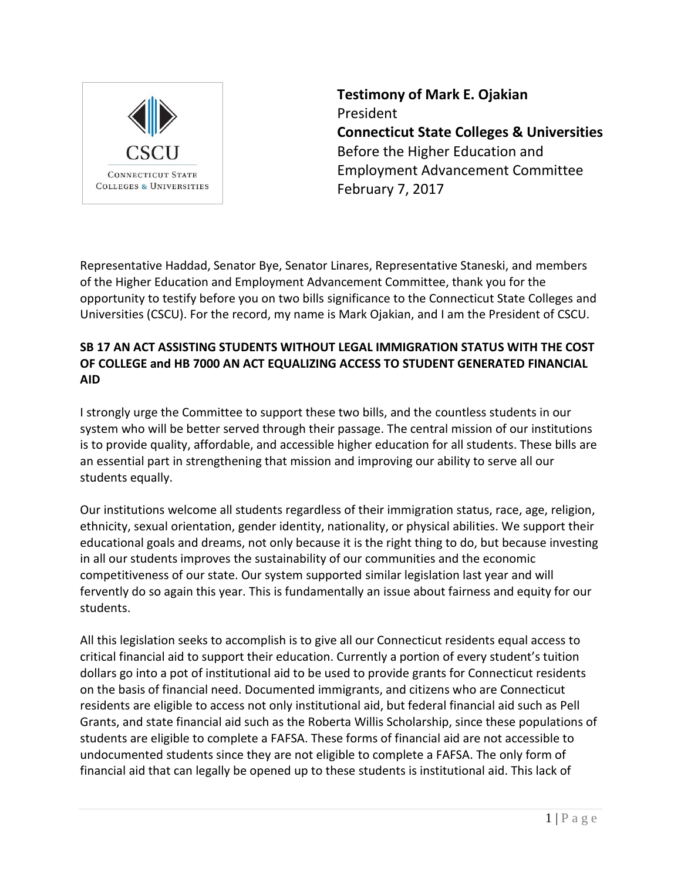CSCU

CONNECTICUT STATE COLLEGES & UNIVERSITIES

**Testimony of Mark E. Ojakian**
President
**Connecticut State Colleges & Universities**
Before the Higher Education and Employment Advancement Committee
February 7, 2017

Representative Haddad, Senator Bye, Senator Linares, Representative Staneski, and members of the Higher Education and Employment Advancement Committee, thank you for the opportunity to testify before you on two bills significance to the Connecticut State Colleges and Universities (CSCU). For the record, my name is Mark Ojakian, and I am the President of CSCU.

**SB 17 AN ACT ASSISTING STUDENTS WITHOUT LEGAL IMMIGRATION STATUS WITH THE COST OF COLLEGE and HB 7000 AN ACT EQUALIZING ACCESS TO STUDENT GENERATED FINANCIAL AID**

I strongly urge the Committee to support these two bills, and the countless students in our system who will be better served through their passage. The central mission of our institutions is to provide quality, affordable, and accessible higher education for all students. These bills are an essential part in strengthening that mission and improving our ability to serve all our students equally.

Our institutions welcome all students regardless of their immigration status, race, age, religion, ethnicity, sexual orientation, gender identity, nationality, or physical abilities. We support their educational goals and dreams, not only because it is the right thing to do, but because investing in all our students improves the sustainability of our communities and the economic competitiveness of our state. Our system supported similar legislation last year and will fervently do so again this year. This is fundamentally an issue about fairness and equity for our students.

All this legislation seeks to accomplish is to give all our Connecticut residents equal access to critical financial aid to support their education. Currently a portion of every student's tuition dollars go into a pot of institutional aid to be used to provide grants for Connecticut residents on the basis of financial need. Documented immigrants, and citizens who are Connecticut residents are eligible to access not only institutional aid, but federal financial aid such as Pell Grants, and state financial aid such as the Roberta Willis Scholarship, since these populations of students are eligible to complete a FAFSA. These forms of financial aid are not accessible to undocumented students since they are not eligible to complete a FAFSA. The only form of financial aid that can legally be opened up to these students is institutional aid. This lack of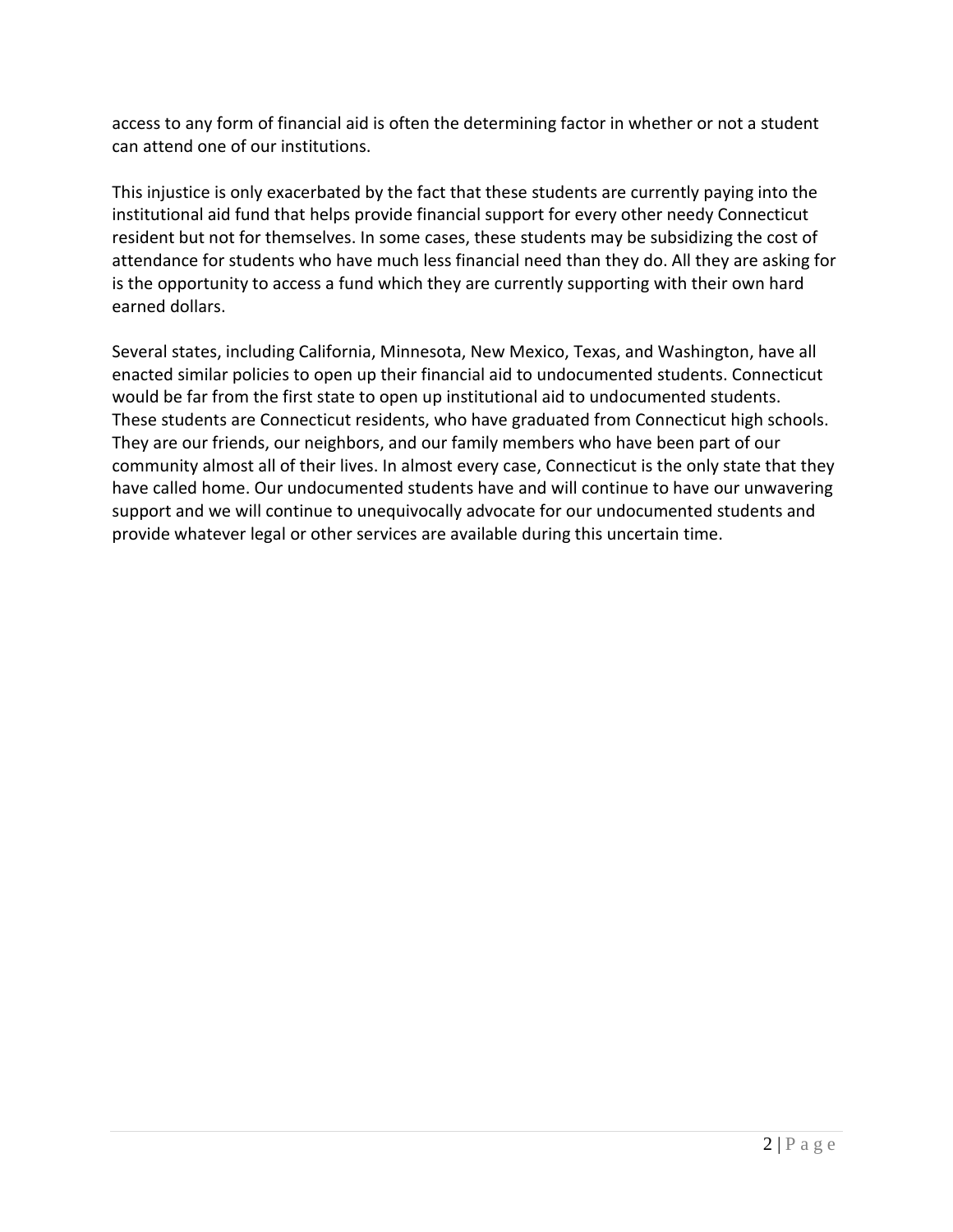access to any form of financial aid is often the determining factor in whether or not a student can attend one of our institutions.

This injustice is only exacerbated by the fact that these students are currently paying into the institutional aid fund that helps provide financial support for every other needy Connecticut resident but not for themselves. In some cases, these students may be subsidizing the cost of attendance for students who have much less financial need than they do. All they are asking for is the opportunity to access a fund which they are currently supporting with their own hard earned dollars.

Several states, including California, Minnesota, New Mexico, Texas, and Washington, have all enacted similar policies to open up their financial aid to undocumented students. Connecticut would be far from the first state to open up institutional aid to undocumented students. These students are Connecticut residents, who have graduated from Connecticut high schools. They are our friends, our neighbors, and our family members who have been part of our community almost all of their lives. In almost every case, Connecticut is the only state that they have called home. Our undocumented students have and will continue to have our unwavering support and we will continue to unequivocally advocate for our undocumented students and provide whatever legal or other services are available during this uncertain time.